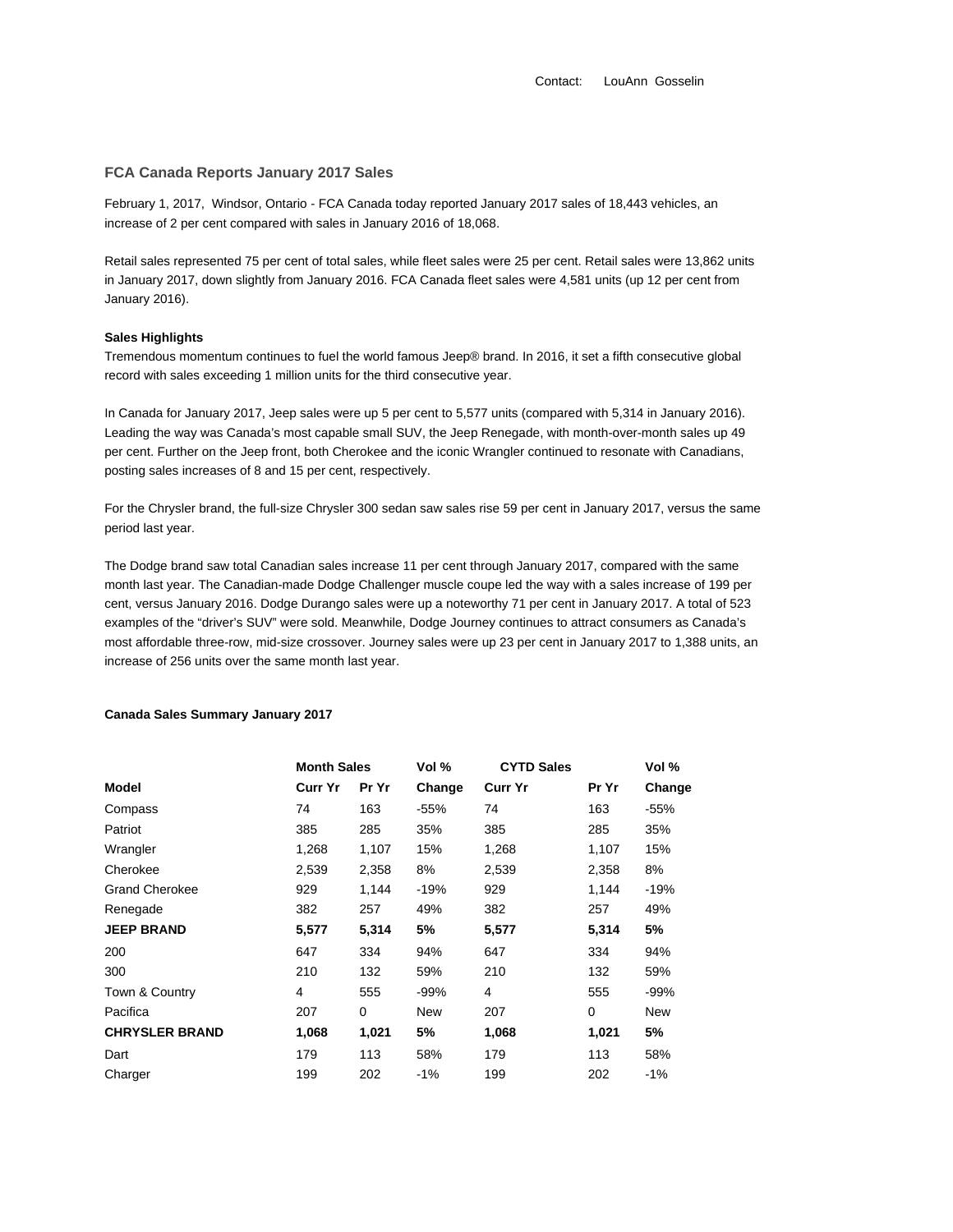Contact: LouAnn Gosselin

## FCA Canada Reports January 2017 Sales

February 1, 2017, Windsor, Ontario - FCA Canada today reported January 2017 sales of 18,443 vehicles, an increase of 2 per cent compared with sales in January 2016 of 18,068.

Retail sales represented 75 per cent of total sales, while fleet sales were 25 per cent. Retail sales were 13,862 units in January 2017, down slightly from January 2016. FCA Canada fleet sales were 4,581 units (up 12 per cent from January 2016).

**Sales Highlights**

Tremendous momentum continues to fuel the world famous Jeep® brand. In 2016, it set a fifth consecutive global record with sales exceeding 1 million units for the third consecutive year.

In Canada for January 2017, Jeep sales were up 5 per cent to 5,577 units (compared with 5,314 in January 2016). Leading the way was Canada's most capable small SUV, the Jeep Renegade, with month-over-month sales up 49 per cent. Further on the Jeep front, both Cherokee and the iconic Wrangler continued to resonate with Canadians, posting sales increases of 8 and 15 per cent, respectively.

For the Chrysler brand, the full-size Chrysler 300 sedan saw sales rise 59 per cent in January 2017, versus the same period last year.

The Dodge brand saw total Canadian sales increase 11 per cent through January 2017, compared with the same month last year. The Canadian-made Dodge Challenger muscle coupe led the way with a sales increase of 199 per cent, versus January 2016. Dodge Durango sales were up a noteworthy 71 per cent in January 2017. A total of 523 examples of the "driver's SUV" were sold. Meanwhile, Dodge Journey continues to attract consumers as Canada's most affordable three-row, mid-size crossover. Journey sales were up 23 per cent in January 2017 to 1,388 units, an increase of 256 units over the same month last year.

**Canada Sales Summary January 2017**

| | Month Sales | | Vol % | CYTD Sales | | Vol % |
|---|---|---|---|---|---|---|
| **Model** | **Curr Yr** | **Pr Yr** | **Change** | **Curr Yr** | **Pr Yr** | **Change** |
| Compass | 74 | 163 | -55% | 74 | 163 | -55% |
| Patriot | 385 | 285 | 35% | 385 | 285 | 35% |
| Wrangler | 1,268 | 1,107 | 15% | 1,268 | 1,107 | 15% |
| Cherokee | 2,539 | 2,358 | 8% | 2,539 | 2,358 | 8% |
| Grand Cherokee | 929 | 1,144 | -19% | 929 | 1,144 | -19% |
| Renegade | 382 | 257 | 49% | 382 | 257 | 49% |
| **JEEP BRAND** | **5,577** | **5,314** | **5%** | **5,577** | **5,314** | **5%** |
| 200 | 647 | 334 | 94% | 647 | 334 | 94% |
| 300 | 210 | 132 | 59% | 210 | 132 | 59% |
| Town & Country | 4 | 555 | -99% | 4 | 555 | -99% |
| Pacifica | 207 | 0 | New | 207 | 0 | New |
| **CHRYSLER BRAND** | **1,068** | **1,021** | **5%** | **1,068** | **1,021** | **5%** |
| Dart | 179 | 113 | 58% | 179 | 113 | 58% |
| Charger | 199 | 202 | -1% | 199 | 202 | -1% |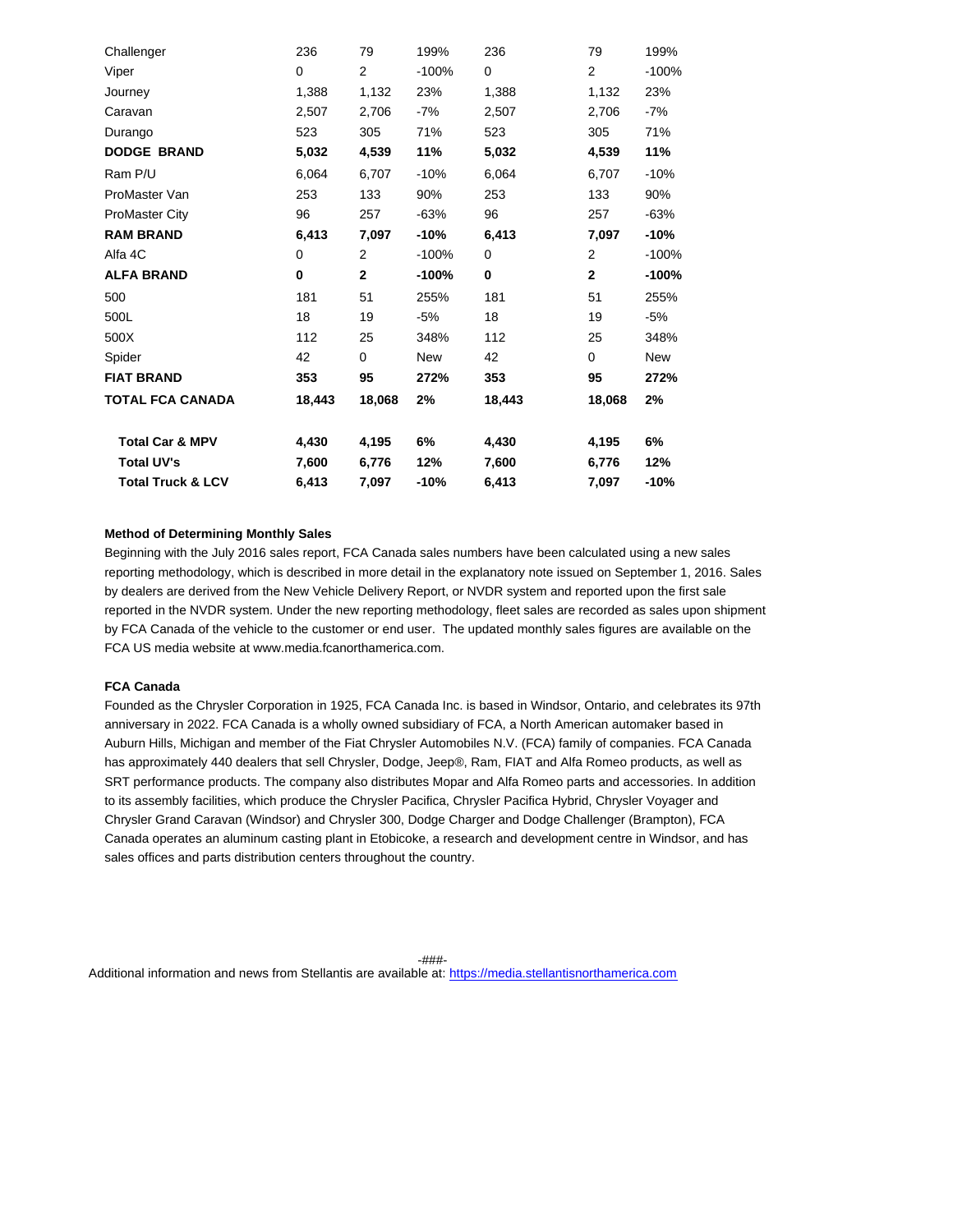| | | | | | | |
|---|---|---|---|---|---|---|
| Challenger | 236 | 79 | 199% | 236 | 79 | 199% |
| Viper | 0 | 2 | -100% | 0 | 2 | -100% |
| Journey | 1,388 | 1,132 | 23% | 1,388 | 1,132 | 23% |
| Caravan | 2,507 | 2,706 | -7% | 2,507 | 2,706 | -7% |
| Durango | 523 | 305 | 71% | 523 | 305 | 71% |
| **DODGE BRAND** | **5,032** | **4,539** | **11%** | **5,032** | **4,539** | **11%** |
| Ram P/U | 6,064 | 6,707 | -10% | 6,064 | 6,707 | -10% |
| ProMaster Van | 253 | 133 | 90% | 253 | 133 | 90% |
| ProMaster City | 96 | 257 | -63% | 96 | 257 | -63% |
| **RAM BRAND** | **6,413** | **7,097** | **-10%** | **6,413** | **7,097** | **-10%** |
| Alfa 4C | 0 | 2 | -100% | 0 | 2 | -100% |
| **ALFA BRAND** | **0** | **2** | **-100%** | **0** | **2** | **-100%** |
| 500 | 181 | 51 | 255% | 181 | 51 | 255% |
| 500L | 18 | 19 | -5% | 18 | 19 | -5% |
| 500X | 112 | 25 | 348% | 112 | 25 | 348% |
| Spider | 42 | 0 | New | 42 | 0 | New |
| **FIAT BRAND** | **353** | **95** | **272%** | **353** | **95** | **272%** |
| **TOTAL FCA CANADA** | **18,443** | **18,068** | **2%** | **18,443** | **18,068** | **2%** |
| | | | | | | |
| **Total Car & MPV** | **4,430** | **4,195** | **6%** | **4,430** | **4,195** | **6%** |
| **Total UV's** | **7,600** | **6,776** | **12%** | **7,600** | **6,776** | **12%** |
| **Total Truck & LCV** | **6,413** | **7,097** | **-10%** | **6,413** | **7,097** | **-10%** |

**Method of Determining Monthly Sales**

Beginning with the July 2016 sales report, FCA Canada sales numbers have been calculated using a new sales reporting methodology, which is described in more detail in the explanatory note issued on September 1, 2016. Sales by dealers are derived from the New Vehicle Delivery Report, or NVDR system and reported upon the first sale reported in the NVDR system. Under the new reporting methodology, fleet sales are recorded as sales upon shipment by FCA Canada of the vehicle to the customer or end user. The updated monthly sales figures are available on the FCA US media website at www.media.fcanorthamerica.com.

**FCA Canada**

Founded as the Chrysler Corporation in 1925, FCA Canada Inc. is based in Windsor, Ontario, and celebrates its 97th anniversary in 2022. FCA Canada is a wholly owned subsidiary of FCA, a North American automaker based in Auburn Hills, Michigan and member of the Fiat Chrysler Automobiles N.V. (FCA) family of companies. FCA Canada has approximately 440 dealers that sell Chrysler, Dodge, Jeep®, Ram, FIAT and Alfa Romeo products, as well as SRT performance products. The company also distributes Mopar and Alfa Romeo parts and accessories. In addition to its assembly facilities, which produce the Chrysler Pacifica, Chrysler Pacifica Hybrid, Chrysler Voyager and Chrysler Grand Caravan (Windsor) and Chrysler 300, Dodge Charger and Dodge Challenger (Brampton), FCA Canada operates an aluminum casting plant in Etobicoke, a research and development centre in Windsor, and has sales offices and parts distribution centers throughout the country.

-###-

Additional information and news from Stellantis are available at: https://media.stellantisnorthamerica.com